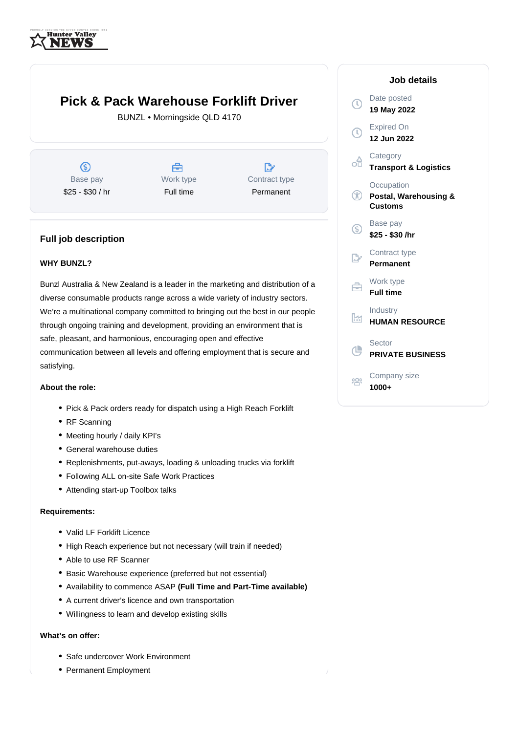# Pick & Pack Warehouse Forklift Driver

BUNZL • Morningside QLD 4170

| Base pay | Work type | Contract type |
|---|---|---|
| $25 - $30 / hr | Full time | Permanent |

## Full job description

**WHY BUNZL?**

Bunzl Australia & New Zealand is a leader in the marketing and distribution of a diverse consumable products range across a wide variety of industry sectors. We're a multinational company committed to bringing out the best in our people through ongoing training and development, providing an environment that is safe, pleasant, and harmonious, encouraging open and effective communication between all levels and offering employment that is secure and satisfying.

**About the role:**

- Pick & Pack orders ready for dispatch using a High Reach Forklift
- RF Scanning
- Meeting hourly / daily KPI's
- General warehouse duties
- Replenishments, put-aways, loading & unloading trucks via forklift
- Following ALL on-site Safe Work Practices
- Attending start-up Toolbox talks

**Requirements:**

- Valid LF Forklift Licence
- High Reach experience but not necessary (will train if needed)
- Able to use RF Scanner
- Basic Warehouse experience (preferred but not essential)
- Availability to commence ASAP **(Full Time and Part-Time available)**
- A current driver's licence and own transportation
- Willingness to learn and develop existing skills

**What's on offer:**

- Safe undercover Work Environment
- Permanent Employment

## Job details

Date posted
**19 May 2022**

Expired On
**12 Jun 2022**

Category
**Transport & Logistics**

Occupation
**Postal, Warehousing & Customs**

Base pay
**$25 - $30 /hr**

Contract type
**Permanent**

Work type
**Full time**

Industry
**HUMAN RESOURCE**

Sector
**PRIVATE BUSINESS**

Company size
**1000+**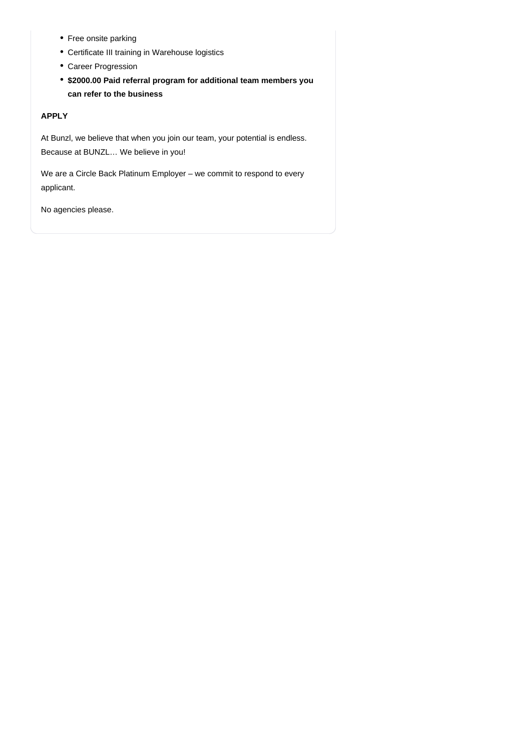- Free onsite parking
- Certificate III training in Warehouse logistics
- Career Progression
- **$2000.00 Paid referral program for additional team members you can refer to the business**

**APPLY**

At Bunzl, we believe that when you join our team, your potential is endless. Because at BUNZL… We believe in you!

We are a Circle Back Platinum Employer – we commit to respond to every applicant.

No agencies please.